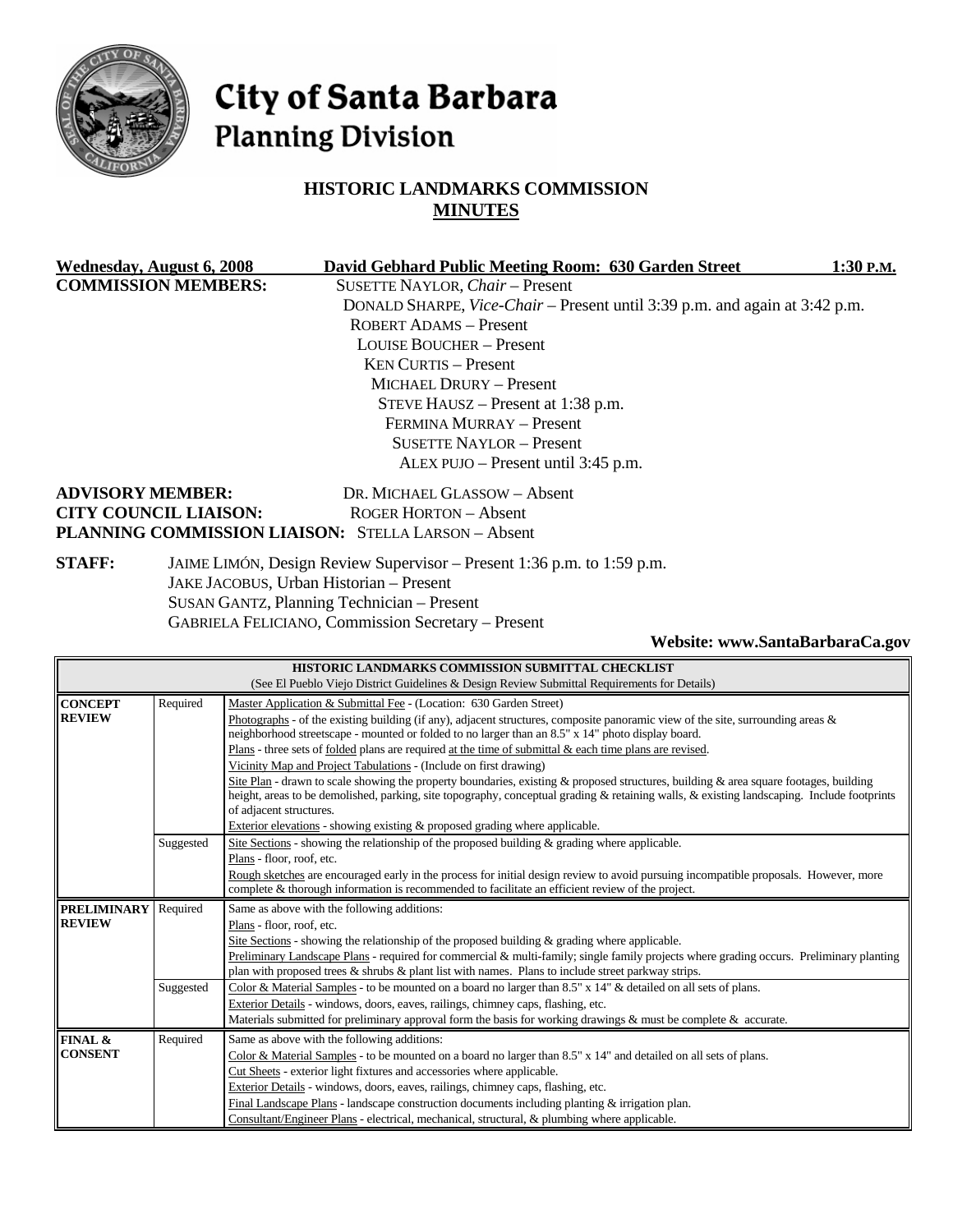# City of Santa Barbara
## Planning Division

## HISTORIC LANDMARKS COMMISSION
## MINUTES

**Wednesday, August 6, 2008** **David Gebhard Public Meeting Room: 630 Garden Street** **1:30 P.M.**

**COMMISSION MEMBERS:**
SUSETTE NAYLOR, *Chair* – Present
DONALD SHARPE, *Vice-Chair* – Present until 3:39 p.m. and again at 3:42 p.m.
ROBERT ADAMS – Present
LOUISE BOUCHER – Present
KEN CURTIS – Present
MICHAEL DRURY – Present
STEVE HAUSZ – Present at 1:38 p.m.
FERMINA MURRAY – Present
SUSETTE NAYLOR – Present
ALEX PUJO – Present until 3:45 p.m.

**ADVISORY MEMBER:** DR. MICHAEL GLASSOW – Absent
**CITY COUNCIL LIAISON:** ROGER HORTON – Absent
**PLANNING COMMISSION LIAISON:** STELLA LARSON – Absent

**STAFF:**
JAIME LIMÓN, Design Review Supervisor – Present 1:36 p.m. to 1:59 p.m.
JAKE JACOBUS, Urban Historian – Present
SUSAN GANTZ, Planning Technician – Present
GABRIELA FELICIANO, Commission Secretary – Present

**Website: www.SantaBarbaraCa.gov**

| HISTORIC LANDMARKS COMMISSION SUBMITTAL CHECKLIST (See El Pueblo Viejo District Guidelines & Design Review Submittal Requirements for Details) | | |
|---|---|---|
| **CONCEPT REVIEW** | Required | Master Application & Submittal Fee - (Location: 630 Garden Street)<br>Photographs - of the existing building (if any), adjacent structures, composite panoramic view of the site, surrounding areas & neighborhood streetscape - mounted or folded to no larger than an 8.5" x 14" photo display board.<br>Plans - three sets of folded plans are required at the time of submittal & each time plans are revised.<br>Vicinity Map and Project Tabulations - (Include on first drawing)<br>Site Plan - drawn to scale showing the property boundaries, existing & proposed structures, building & area square footages, building height, areas to be demolished, parking, site topography, conceptual grading & retaining walls, & existing landscaping. Include footprints of adjacent structures.<br>Exterior elevations - showing existing & proposed grading where applicable. |
| | Suggested | Site Sections - showing the relationship of the proposed building & grading where applicable.<br>Plans - floor, roof, etc.<br>Rough sketches are encouraged early in the process for initial design review to avoid pursuing incompatible proposals. However, more complete & thorough information is recommended to facilitate an efficient review of the project. |
| **PRELIMINARY REVIEW** | Required | Same as above with the following additions:<br>Plans - floor, roof, etc.<br>Site Sections - showing the relationship of the proposed building & grading where applicable.<br>Preliminary Landscape Plans - required for commercial & multi-family; single family projects where grading occurs. Preliminary planting plan with proposed trees & shrubs & plant list with names. Plans to include street parkway strips. |
| | Suggested | Color & Material Samples - to be mounted on a board no larger than 8.5" x 14" & detailed on all sets of plans.<br>Exterior Details - windows, doors, eaves, railings, chimney caps, flashing, etc.<br>Materials submitted for preliminary approval form the basis for working drawings & must be complete & accurate. |
| **FINAL & CONSENT** | Required | Same as above with the following additions:<br>Color & Material Samples - to be mounted on a board no larger than 8.5" x 14" and detailed on all sets of plans.<br>Cut Sheets - exterior light fixtures and accessories where applicable.<br>Exterior Details - windows, doors, eaves, railings, chimney caps, flashing, etc.<br>Final Landscape Plans - landscape construction documents including planting & irrigation plan.<br>Consultant/Engineer Plans - electrical, mechanical, structural, & plumbing where applicable. |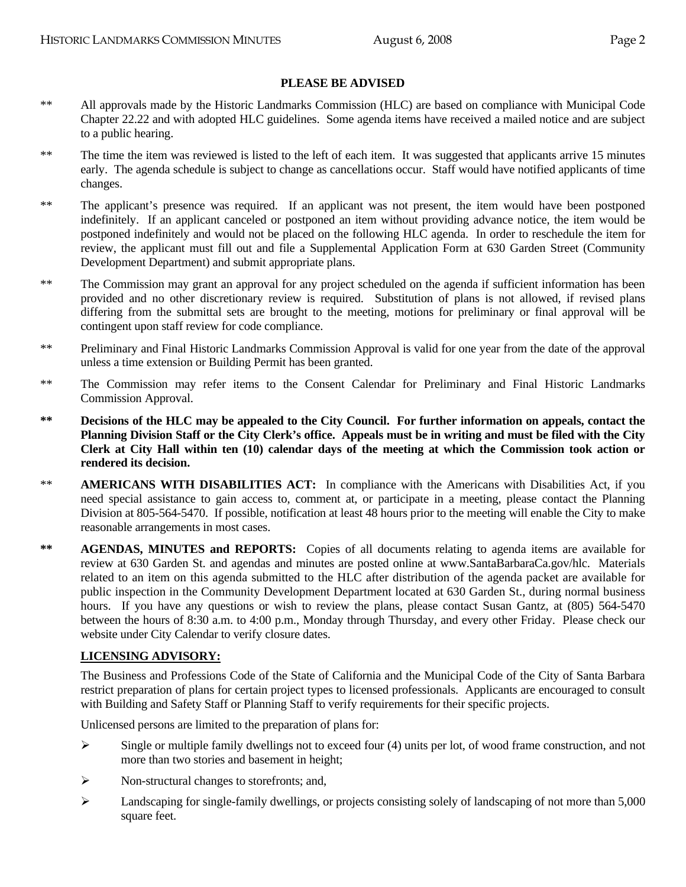**PLEASE BE ADVISED**

** All approvals made by the Historic Landmarks Commission (HLC) are based on compliance with Municipal Code Chapter 22.22 and with adopted HLC guidelines. Some agenda items have received a mailed notice and are subject to a public hearing.

** The time the item was reviewed is listed to the left of each item. It was suggested that applicants arrive 15 minutes early. The agenda schedule is subject to change as cancellations occur. Staff would have notified applicants of time changes.

** The applicant's presence was required. If an applicant was not present, the item would have been postponed indefinitely. If an applicant canceled or postponed an item without providing advance notice, the item would be postponed indefinitely and would not be placed on the following HLC agenda. In order to reschedule the item for review, the applicant must fill out and file a Supplemental Application Form at 630 Garden Street (Community Development Department) and submit appropriate plans.

** The Commission may grant an approval for any project scheduled on the agenda if sufficient information has been provided and no other discretionary review is required. Substitution of plans is not allowed, if revised plans differing from the submittal sets are brought to the meeting, motions for preliminary or final approval will be contingent upon staff review for code compliance.

** Preliminary and Final Historic Landmarks Commission Approval is valid for one year from the date of the approval unless a time extension or Building Permit has been granted.

** The Commission may refer items to the Consent Calendar for Preliminary and Final Historic Landmarks Commission Approval.

**** Decisions of the HLC may be appealed to the City Council. For further information on appeals, contact the Planning Division Staff or the City Clerk's office. Appeals must be in writing and must be filed with the City Clerk at City Hall within ten (10) calendar days of the meeting at which the Commission took action or rendered its decision.**

** **AMERICANS WITH DISABILITIES ACT:** In compliance with the Americans with Disabilities Act, if you need special assistance to gain access to, comment at, or participate in a meeting, please contact the Planning Division at 805-564-5470. If possible, notification at least 48 hours prior to the meeting will enable the City to make reasonable arrangements in most cases.

**** AGENDAS, MINUTES and REPORTS:** Copies of all documents relating to agenda items are available for review at 630 Garden St. and agendas and minutes are posted online at www.SantaBarbaraCa.gov/hlc. Materials related to an item on this agenda submitted to the HLC after distribution of the agenda packet are available for public inspection in the Community Development Department located at 630 Garden St., during normal business hours. If you have any questions or wish to review the plans, please contact Susan Gantz, at (805) 564-5470 between the hours of 8:30 a.m. to 4:00 p.m., Monday through Thursday, and every other Friday. Please check our website under City Calendar to verify closure dates.

**LICENSING ADVISORY:**

The Business and Professions Code of the State of California and the Municipal Code of the City of Santa Barbara restrict preparation of plans for certain project types to licensed professionals. Applicants are encouraged to consult with Building and Safety Staff or Planning Staff to verify requirements for their specific projects.

Unlicensed persons are limited to the preparation of plans for:

- Single or multiple family dwellings not to exceed four (4) units per lot, of wood frame construction, and not more than two stories and basement in height;
- Non-structural changes to storefronts; and,
- Landscaping for single-family dwellings, or projects consisting solely of landscaping of not more than 5,000 square feet.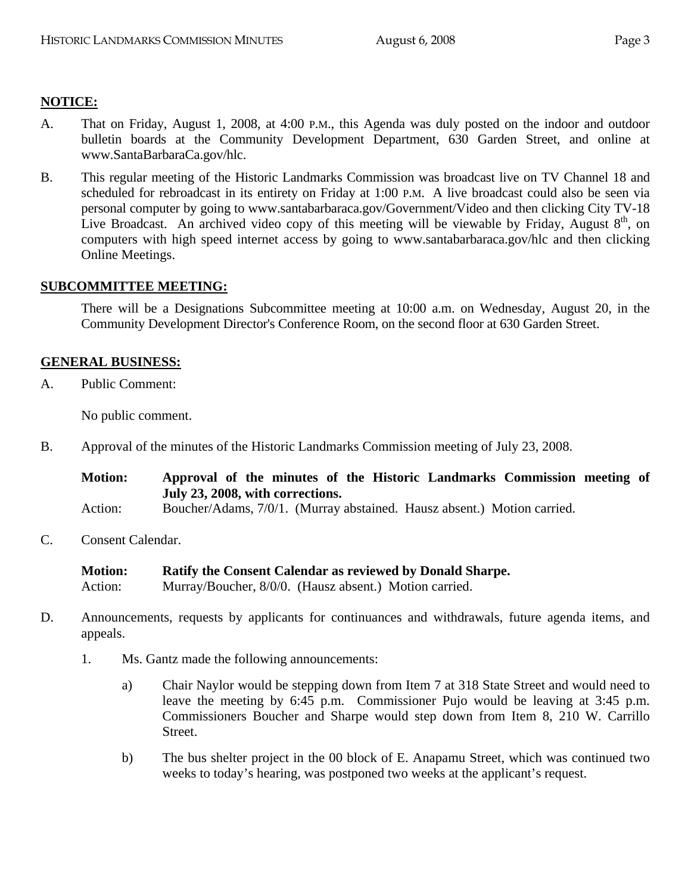**NOTICE:**

A. That on Friday, August 1, 2008, at 4:00 P.M., this Agenda was duly posted on the indoor and outdoor bulletin boards at the Community Development Department, 630 Garden Street, and online at www.SantaBarbaraCa.gov/hlc.

B. This regular meeting of the Historic Landmarks Commission was broadcast live on TV Channel 18 and scheduled for rebroadcast in its entirety on Friday at 1:00 P.M. A live broadcast could also be seen via personal computer by going to www.santabarbaraca.gov/Government/Video and then clicking City TV-18 Live Broadcast. An archived video copy of this meeting will be viewable by Friday, August 8th, on computers with high speed internet access by going to www.santabarbaraca.gov/hlc and then clicking Online Meetings.

**SUBCOMMITTEE MEETING:**

There will be a Designations Subcommittee meeting at 10:00 a.m. on Wednesday, August 20, in the Community Development Director's Conference Room, on the second floor at 630 Garden Street.

**GENERAL BUSINESS:**

A. Public Comment:

No public comment.

B. Approval of the minutes of the Historic Landmarks Commission meeting of July 23, 2008.

**Motion: Approval of the minutes of the Historic Landmarks Commission meeting of July 23, 2008, with corrections.**
Action: Boucher/Adams, 7/0/1. (Murray abstained. Hausz absent.) Motion carried.

C. Consent Calendar.

**Motion: Ratify the Consent Calendar as reviewed by Donald Sharpe.**
Action: Murray/Boucher, 8/0/0. (Hausz absent.) Motion carried.

D. Announcements, requests by applicants for continuances and withdrawals, future agenda items, and appeals.

1. Ms. Gantz made the following announcements:

   a) Chair Naylor would be stepping down from Item 7 at 318 State Street and would need to leave the meeting by 6:45 p.m. Commissioner Pujo would be leaving at 3:45 p.m. Commissioners Boucher and Sharpe would step down from Item 8, 210 W. Carrillo Street.

   b) The bus shelter project in the 00 block of E. Anapamu Street, which was continued two weeks to today's hearing, was postponed two weeks at the applicant's request.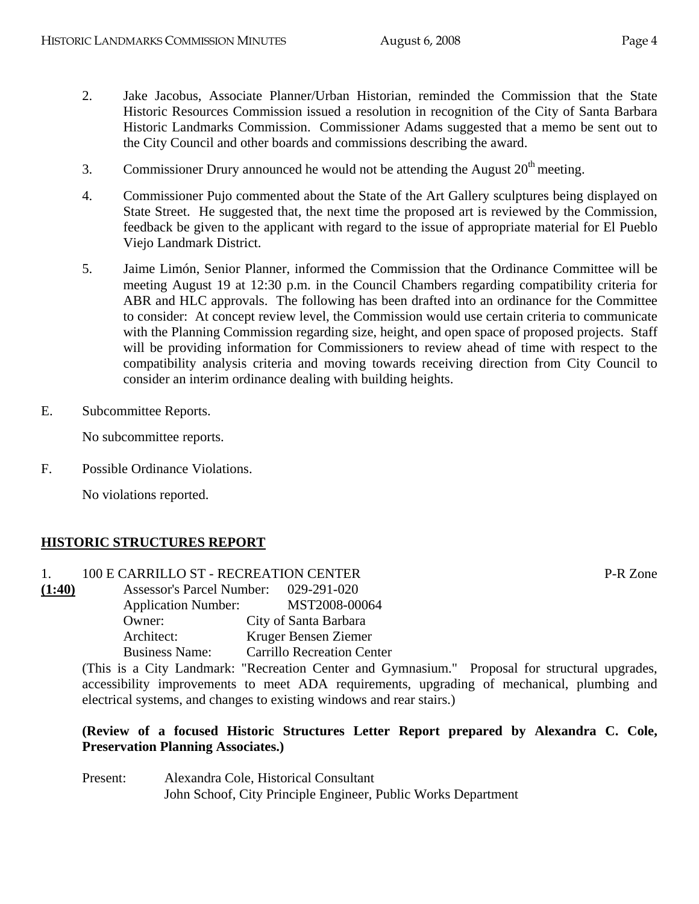2. Jake Jacobus, Associate Planner/Urban Historian, reminded the Commission that the State Historic Resources Commission issued a resolution in recognition of the City of Santa Barbara Historic Landmarks Commission. Commissioner Adams suggested that a memo be sent out to the City Council and other boards and commissions describing the award.

3. Commissioner Drury announced he would not be attending the August 20th meeting.

4. Commissioner Pujo commented about the State of the Art Gallery sculptures being displayed on State Street. He suggested that, the next time the proposed art is reviewed by the Commission, feedback be given to the applicant with regard to the issue of appropriate material for El Pueblo Viejo Landmark District.

5. Jaime Limón, Senior Planner, informed the Commission that the Ordinance Committee will be meeting August 19 at 12:30 p.m. in the Council Chambers regarding compatibility criteria for ABR and HLC approvals. The following has been drafted into an ordinance for the Committee to consider: At concept review level, the Commission would use certain criteria to communicate with the Planning Commission regarding size, height, and open space of proposed projects. Staff will be providing information for Commissioners to review ahead of time with respect to the compatibility analysis criteria and moving towards receiving direction from City Council to consider an interim ordinance dealing with building heights.

E. Subcommittee Reports.

No subcommittee reports.

F. Possible Ordinance Violations.

No violations reported.

## HISTORIC STRUCTURES REPORT

1. 100 E CARRILLO ST - RECREATION CENTER — P-R Zone

**(1:40)**

Assessor's Parcel Number: 029-291-020
Application Number: MST2008-00064
Owner: City of Santa Barbara
Architect: Kruger Bensen Ziemer
Business Name: Carrillo Recreation Center

(This is a City Landmark: "Recreation Center and Gymnasium." Proposal for structural upgrades, accessibility improvements to meet ADA requirements, upgrading of mechanical, plumbing and electrical systems, and changes to existing windows and rear stairs.)

**(Review of a focused Historic Structures Letter Report prepared by Alexandra C. Cole, Preservation Planning Associates.)**

Present: Alexandra Cole, Historical Consultant
John Schoof, City Principle Engineer, Public Works Department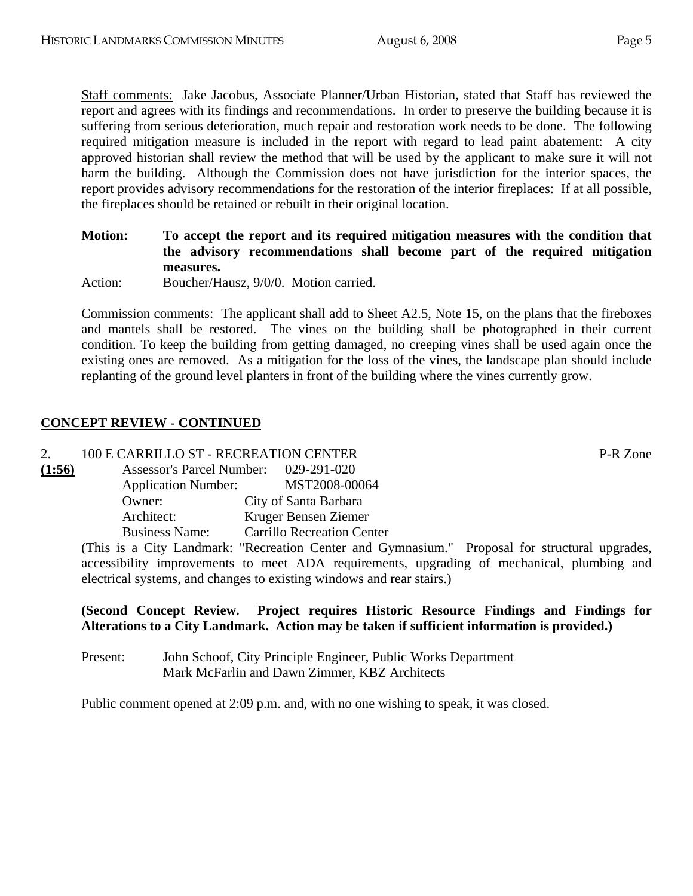Staff comments: Jake Jacobus, Associate Planner/Urban Historian, stated that Staff has reviewed the report and agrees with its findings and recommendations. In order to preserve the building because it is suffering from serious deterioration, much repair and restoration work needs to be done. The following required mitigation measure is included in the report with regard to lead paint abatement: A city approved historian shall review the method that will be used by the applicant to make sure it will not harm the building. Although the Commission does not have jurisdiction for the interior spaces, the report provides advisory recommendations for the restoration of the interior fireplaces: If at all possible, the fireplaces should be retained or rebuilt in their original location.

**Motion:** **To accept the report and its required mitigation measures with the condition that the advisory recommendations shall become part of the required mitigation measures.**

Action: Boucher/Hausz, 9/0/0. Motion carried.

Commission comments: The applicant shall add to Sheet A2.5, Note 15, on the plans that the fireboxes and mantels shall be restored. The vines on the building shall be photographed in their current condition. To keep the building from getting damaged, no creeping vines shall be used again once the existing ones are removed. As a mitigation for the loss of the vines, the landscape plan should include replanting of the ground level planters in front of the building where the vines currently grow.

## CONCEPT REVIEW - CONTINUED

2. 100 E CARRILLO ST - RECREATION CENTER P-R Zone

**(1:56)**

Assessor's Parcel Number: 029-291-020
Application Number: MST2008-00064
Owner: City of Santa Barbara
Architect: Kruger Bensen Ziemer
Business Name: Carrillo Recreation Center

(This is a City Landmark: "Recreation Center and Gymnasium." Proposal for structural upgrades, accessibility improvements to meet ADA requirements, upgrading of mechanical, plumbing and electrical systems, and changes to existing windows and rear stairs.)

**(Second Concept Review. Project requires Historic Resource Findings and Findings for Alterations to a City Landmark. Action may be taken if sufficient information is provided.)**

Present: John Schoof, City Principle Engineer, Public Works Department
Mark McFarlin and Dawn Zimmer, KBZ Architects

Public comment opened at 2:09 p.m. and, with no one wishing to speak, it was closed.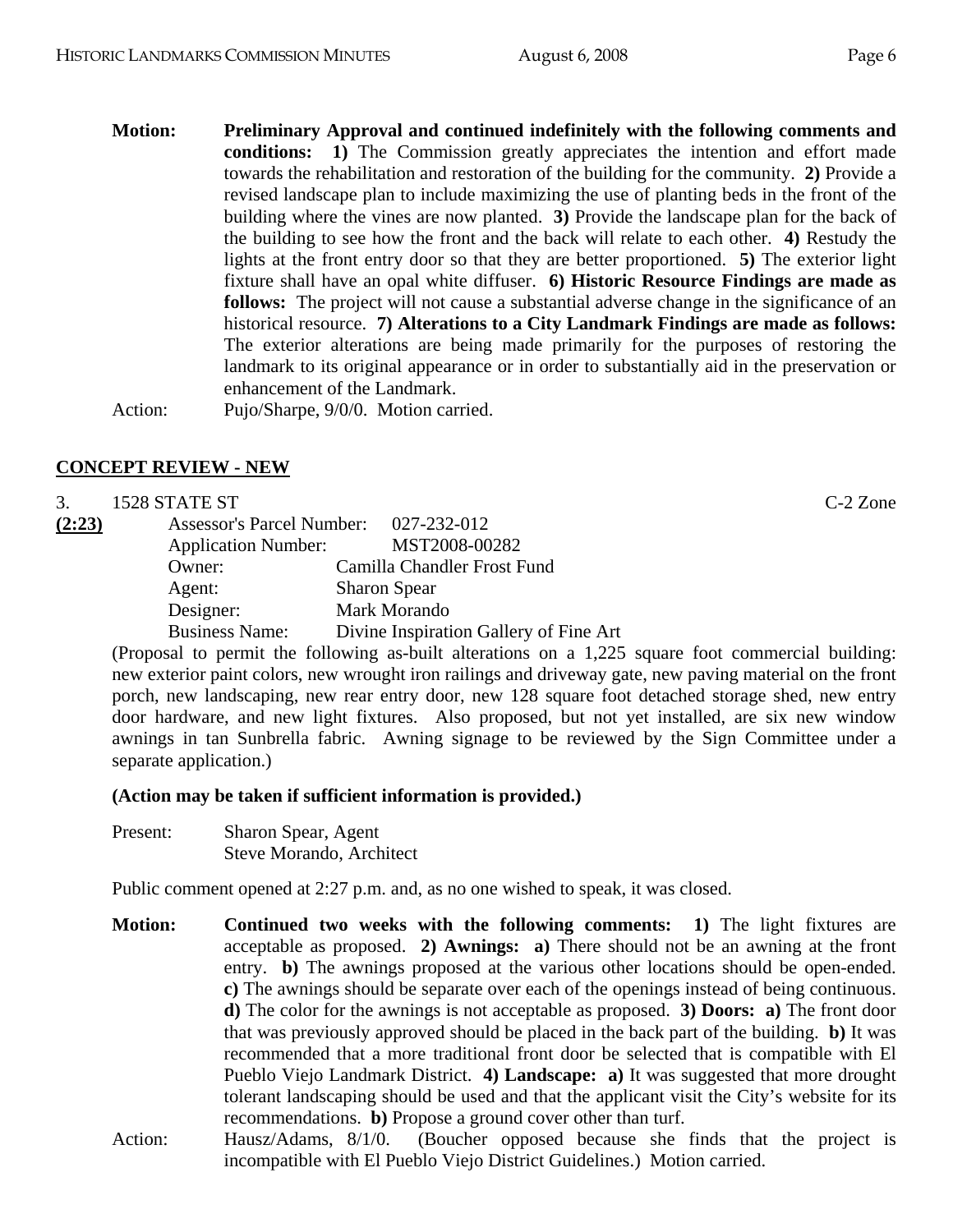**Motion:** **Preliminary Approval and continued indefinitely with the following comments and conditions: 1)** The Commission greatly appreciates the intention and effort made towards the rehabilitation and restoration of the building for the community. **2)** Provide a revised landscape plan to include maximizing the use of planting beds in the front of the building where the vines are now planted. **3)** Provide the landscape plan for the back of the building to see how the front and the back will relate to each other. **4)** Restudy the lights at the front entry door so that they are better proportioned. **5)** The exterior light fixture shall have an opal white diffuser. **6) Historic Resource Findings are made as follows:** The project will not cause a substantial adverse change in the significance of an historical resource. **7) Alterations to a City Landmark Findings are made as follows:** The exterior alterations are being made primarily for the purposes of restoring the landmark to its original appearance or in order to substantially aid in the preservation or enhancement of the Landmark.

Action: Pujo/Sharpe, 9/0/0. Motion carried.

## CONCEPT REVIEW - NEW

3. 1528 STATE ST C-2 Zone

**(2:23)**

Assessor's Parcel Number: 027-232-012
Application Number: MST2008-00282
Owner: Camilla Chandler Frost Fund
Agent: Sharon Spear
Designer: Mark Morando
Business Name: Divine Inspiration Gallery of Fine Art

(Proposal to permit the following as-built alterations on a 1,225 square foot commercial building: new exterior paint colors, new wrought iron railings and driveway gate, new paving material on the front porch, new landscaping, new rear entry door, new 128 square foot detached storage shed, new entry door hardware, and new light fixtures. Also proposed, but not yet installed, are six new window awnings in tan Sunbrella fabric. Awning signage to be reviewed by the Sign Committee under a separate application.)

**(Action may be taken if sufficient information is provided.)**

Present: Sharon Spear, Agent
Steve Morando, Architect

Public comment opened at 2:27 p.m. and, as no one wished to speak, it was closed.

**Motion:** **Continued two weeks with the following comments: 1)** The light fixtures are acceptable as proposed. **2) Awnings: a)** There should not be an awning at the front entry. **b)** The awnings proposed at the various other locations should be open-ended. **c)** The awnings should be separate over each of the openings instead of being continuous. **d)** The color for the awnings is not acceptable as proposed. **3) Doors: a)** The front door that was previously approved should be placed in the back part of the building. **b)** It was recommended that a more traditional front door be selected that is compatible with El Pueblo Viejo Landmark District. **4) Landscape: a)** It was suggested that more drought tolerant landscaping should be used and that the applicant visit the City's website for its recommendations. **b)** Propose a ground cover other than turf.

Action: Hausz/Adams, 8/1/0. (Boucher opposed because she finds that the project is incompatible with El Pueblo Viejo District Guidelines.) Motion carried.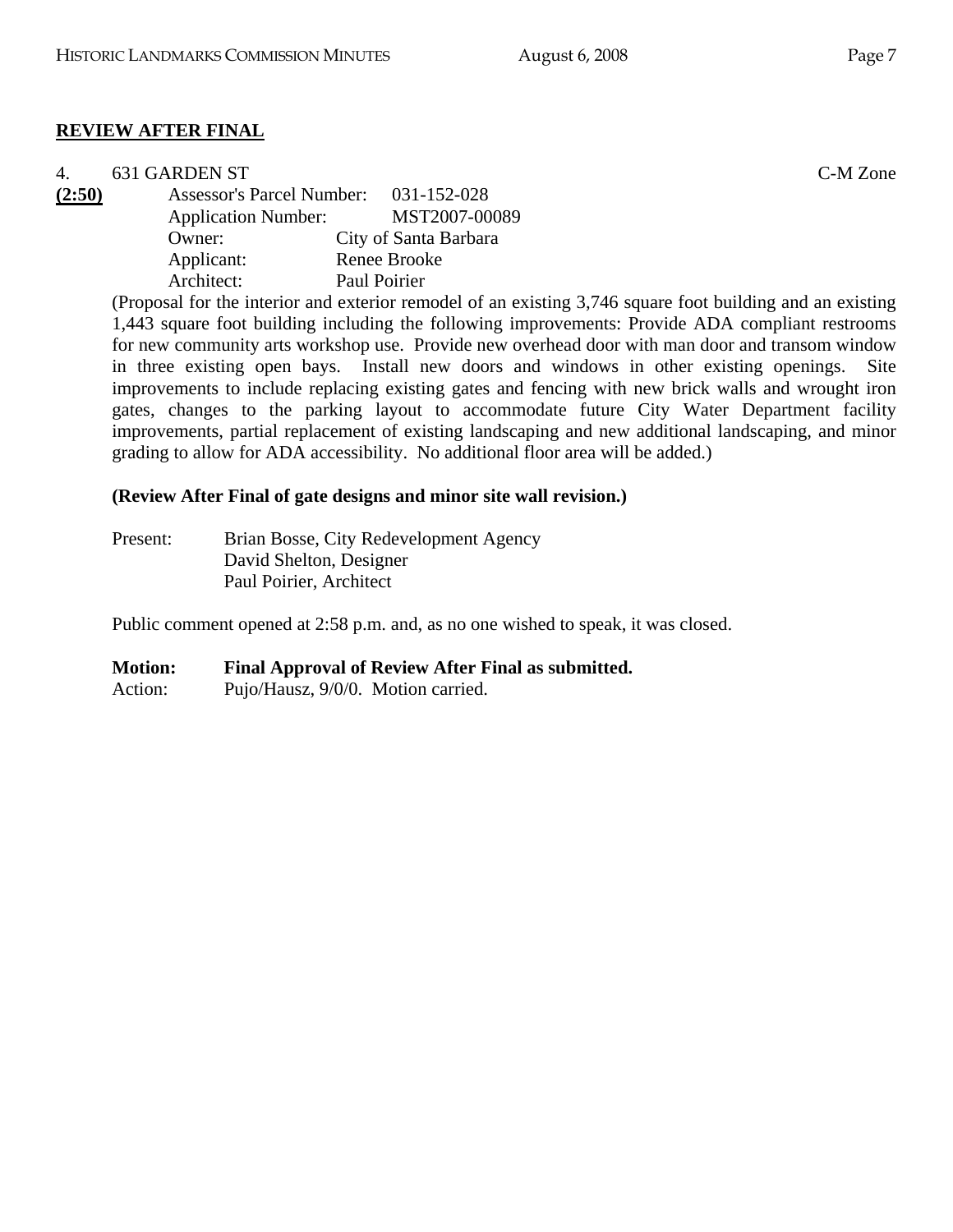## REVIEW AFTER FINAL

4. 631 GARDEN ST — C-M Zone

**(2:50)**

Assessor's Parcel Number: 031-152-028
Application Number: MST2007-00089
Owner: City of Santa Barbara
Applicant: Renee Brooke
Architect: Paul Poirier

(Proposal for the interior and exterior remodel of an existing 3,746 square foot building and an existing 1,443 square foot building including the following improvements: Provide ADA compliant restrooms for new community arts workshop use. Provide new overhead door with man door and transom window in three existing open bays. Install new doors and windows in other existing openings. Site improvements to include replacing existing gates and fencing with new brick walls and wrought iron gates, changes to the parking layout to accommodate future City Water Department facility improvements, partial replacement of existing landscaping and new additional landscaping, and minor grading to allow for ADA accessibility. No additional floor area will be added.)

**(Review After Final of gate designs and minor site wall revision.)**

Present: Brian Bosse, City Redevelopment Agency
David Shelton, Designer
Paul Poirier, Architect

Public comment opened at 2:58 p.m. and, as no one wished to speak, it was closed.

**Motion: Final Approval of Review After Final as submitted.**
Action: Pujo/Hausz, 9/0/0. Motion carried.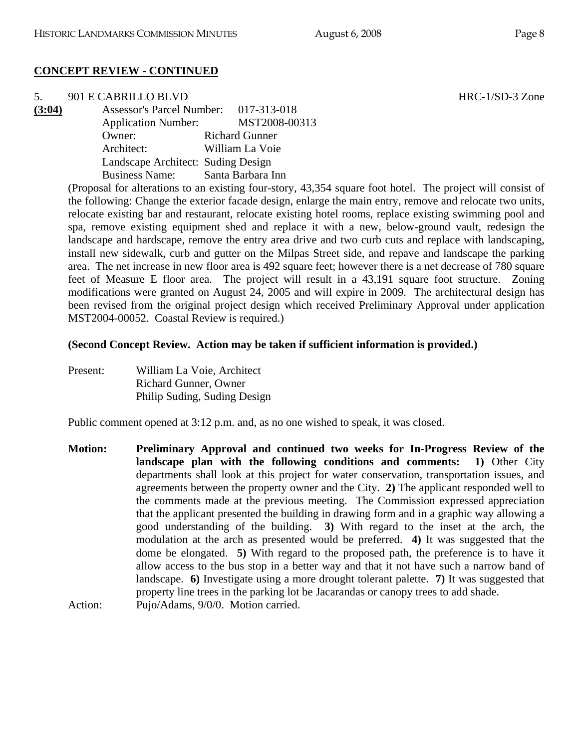**CONCEPT REVIEW - CONTINUED**

5. 901 E CABRILLO BLVD HRC-1/SD-3 Zone

**(3:04)**

Assessor's Parcel Number: 017-313-018
Application Number: MST2008-00313
Owner: Richard Gunner
Architect: William La Voie
Landscape Architect: Suding Design
Business Name: Santa Barbara Inn

(Proposal for alterations to an existing four-story, 43,354 square foot hotel. The project will consist of the following: Change the exterior facade design, enlarge the main entry, remove and relocate two units, relocate existing bar and restaurant, relocate existing hotel rooms, replace existing swimming pool and spa, remove existing equipment shed and replace it with a new, below-ground vault, redesign the landscape and hardscape, remove the entry area drive and two curb cuts and replace with landscaping, install new sidewalk, curb and gutter on the Milpas Street side, and repave and landscape the parking area. The net increase in new floor area is 492 square feet; however there is a net decrease of 780 square feet of Measure E floor area. The project will result in a 43,191 square foot structure. Zoning modifications were granted on August 24, 2005 and will expire in 2009. The architectural design has been revised from the original project design which received Preliminary Approval under application MST2004-00052. Coastal Review is required.)

**(Second Concept Review. Action may be taken if sufficient information is provided.)**

Present: William La Voie, Architect
Richard Gunner, Owner
Philip Suding, Suding Design

Public comment opened at 3:12 p.m. and, as no one wished to speak, it was closed.

**Motion: Preliminary Approval and continued two weeks for In-Progress Review of the landscape plan with the following conditions and comments: 1)** Other City departments shall look at this project for water conservation, transportation issues, and agreements between the property owner and the City. **2)** The applicant responded well to the comments made at the previous meeting. The Commission expressed appreciation that the applicant presented the building in drawing form and in a graphic way allowing a good understanding of the building. **3)** With regard to the inset at the arch, the modulation at the arch as presented would be preferred. **4)** It was suggested that the dome be elongated. **5)** With regard to the proposed path, the preference is to have it allow access to the bus stop in a better way and that it not have such a narrow band of landscape. **6)** Investigate using a more drought tolerant palette. **7)** It was suggested that property line trees in the parking lot be Jacarandas or canopy trees to add shade.

Action: Pujo/Adams, 9/0/0. Motion carried.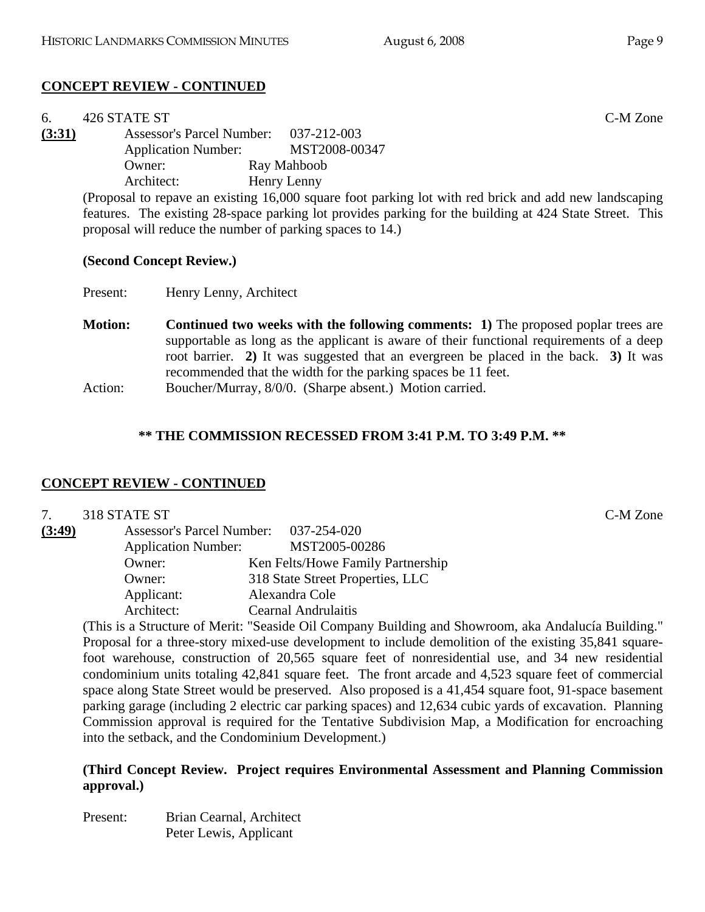## CONCEPT REVIEW - CONTINUED

6. 426 STATE ST C-M Zone

**(3:31)**

Assessor's Parcel Number: 037-212-003
Application Number: MST2008-00347
Owner: Ray Mahboob
Architect: Henry Lenny

(Proposal to repave an existing 16,000 square foot parking lot with red brick and add new landscaping features. The existing 28-space parking lot provides parking for the building at 424 State Street. This proposal will reduce the number of parking spaces to 14.)

**(Second Concept Review.)**

Present: Henry Lenny, Architect

**Motion:** **Continued two weeks with the following comments: 1)** The proposed poplar trees are supportable as long as the applicant is aware of their functional requirements of a deep root barrier. **2)** It was suggested that an evergreen be placed in the back. **3)** It was recommended that the width for the parking spaces be 11 feet.

Action: Boucher/Murray, 8/0/0. (Sharpe absent.) Motion carried.

**\*\* THE COMMISSION RECESSED FROM 3:41 P.M. TO 3:49 P.M. \*\***

## CONCEPT REVIEW - CONTINUED

7. 318 STATE ST C-M Zone

**(3:49)**

Assessor's Parcel Number: 037-254-020
Application Number: MST2005-00286
Owner: Ken Felts/Howe Family Partnership
Owner: 318 State Street Properties, LLC
Applicant: Alexandra Cole
Architect: Cearnal Andrulaitis

(This is a Structure of Merit: "Seaside Oil Company Building and Showroom, aka Andalucía Building." Proposal for a three-story mixed-use development to include demolition of the existing 35,841 square-foot warehouse, construction of 20,565 square feet of nonresidential use, and 34 new residential condominium units totaling 42,841 square feet. The front arcade and 4,523 square feet of commercial space along State Street would be preserved. Also proposed is a 41,454 square foot, 91-space basement parking garage (including 2 electric car parking spaces) and 12,634 cubic yards of excavation. Planning Commission approval is required for the Tentative Subdivision Map, a Modification for encroaching into the setback, and the Condominium Development.)

**(Third Concept Review. Project requires Environmental Assessment and Planning Commission approval.)**

Present: Brian Cearnal, Architect
Peter Lewis, Applicant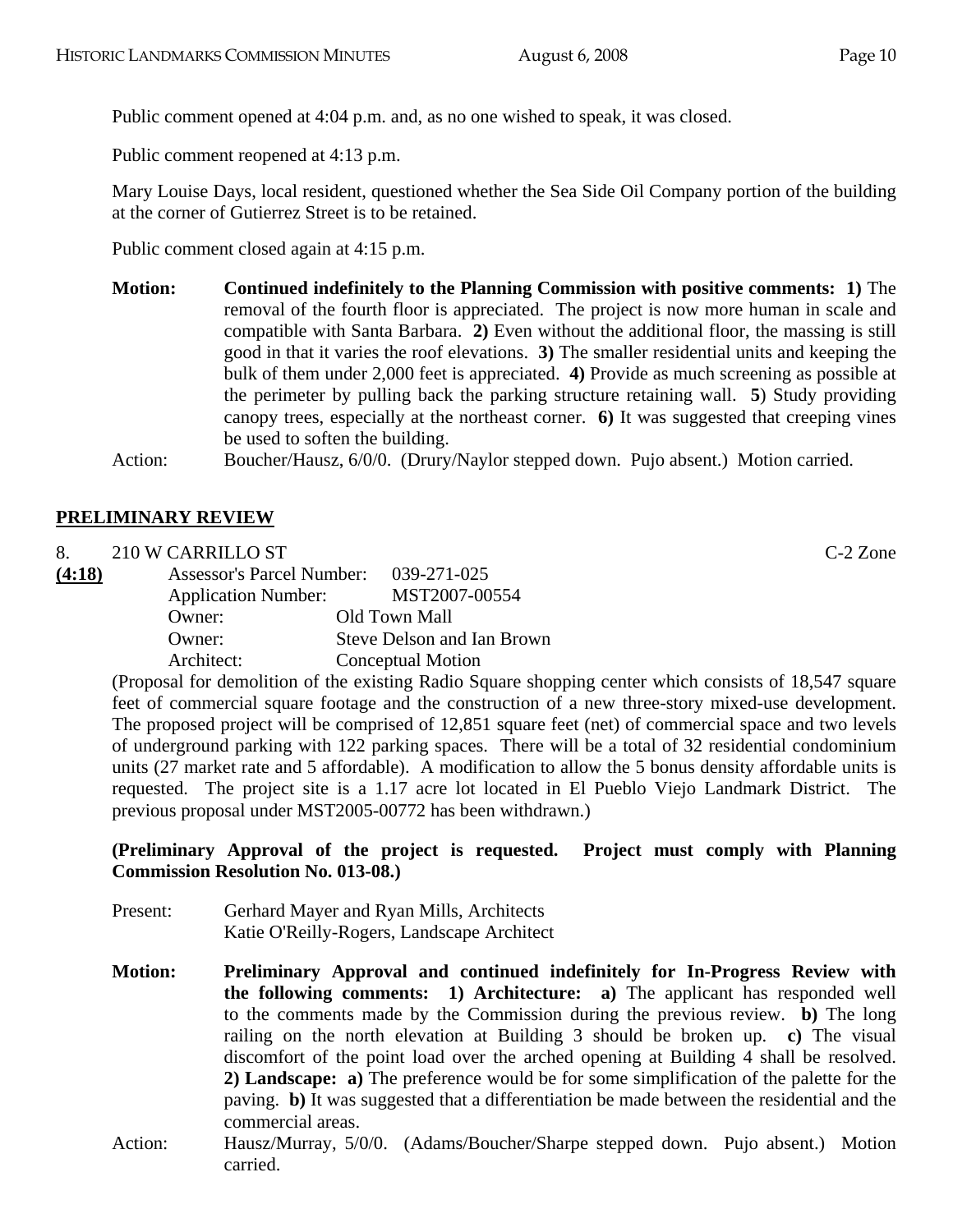Public comment opened at 4:04 p.m. and, as no one wished to speak, it was closed.

Public comment reopened at 4:13 p.m.

Mary Louise Days, local resident, questioned whether the Sea Side Oil Company portion of the building at the corner of Gutierrez Street is to be retained.

Public comment closed again at 4:15 p.m.

**Motion:** **Continued indefinitely to the Planning Commission with positive comments: 1)** The removal of the fourth floor is appreciated. The project is now more human in scale and compatible with Santa Barbara. **2)** Even without the additional floor, the massing is still good in that it varies the roof elevations. **3)** The smaller residential units and keeping the bulk of them under 2,000 feet is appreciated. **4)** Provide as much screening as possible at the perimeter by pulling back the parking structure retaining wall. **5**) Study providing canopy trees, especially at the northeast corner. **6)** It was suggested that creeping vines be used to soften the building.

Action: Boucher/Hausz, 6/0/0. (Drury/Naylor stepped down. Pujo absent.) Motion carried.

## PRELIMINARY REVIEW

8. 210 W CARRILLO ST C-2 Zone

**(4:18)**

Assessor's Parcel Number: 039-271-025
Application Number: MST2007-00554
Owner: Old Town Mall
Owner: Steve Delson and Ian Brown
Architect: Conceptual Motion

(Proposal for demolition of the existing Radio Square shopping center which consists of 18,547 square feet of commercial square footage and the construction of a new three-story mixed-use development. The proposed project will be comprised of 12,851 square feet (net) of commercial space and two levels of underground parking with 122 parking spaces. There will be a total of 32 residential condominium units (27 market rate and 5 affordable). A modification to allow the 5 bonus density affordable units is requested. The project site is a 1.17 acre lot located in El Pueblo Viejo Landmark District. The previous proposal under MST2005-00772 has been withdrawn.)

**(Preliminary Approval of the project is requested. Project must comply with Planning Commission Resolution No. 013-08.)**

Present: Gerhard Mayer and Ryan Mills, Architects
Katie O'Reilly-Rogers, Landscape Architect

**Motion:** **Preliminary Approval and continued indefinitely for In-Progress Review with the following comments: 1) Architecture: a)** The applicant has responded well to the comments made by the Commission during the previous review. **b)** The long railing on the north elevation at Building 3 should be broken up. **c)** The visual discomfort of the point load over the arched opening at Building 4 shall be resolved. **2) Landscape: a)** The preference would be for some simplification of the palette for the paving. **b)** It was suggested that a differentiation be made between the residential and the commercial areas.

Action: Hausz/Murray, 5/0/0. (Adams/Boucher/Sharpe stepped down. Pujo absent.) Motion carried.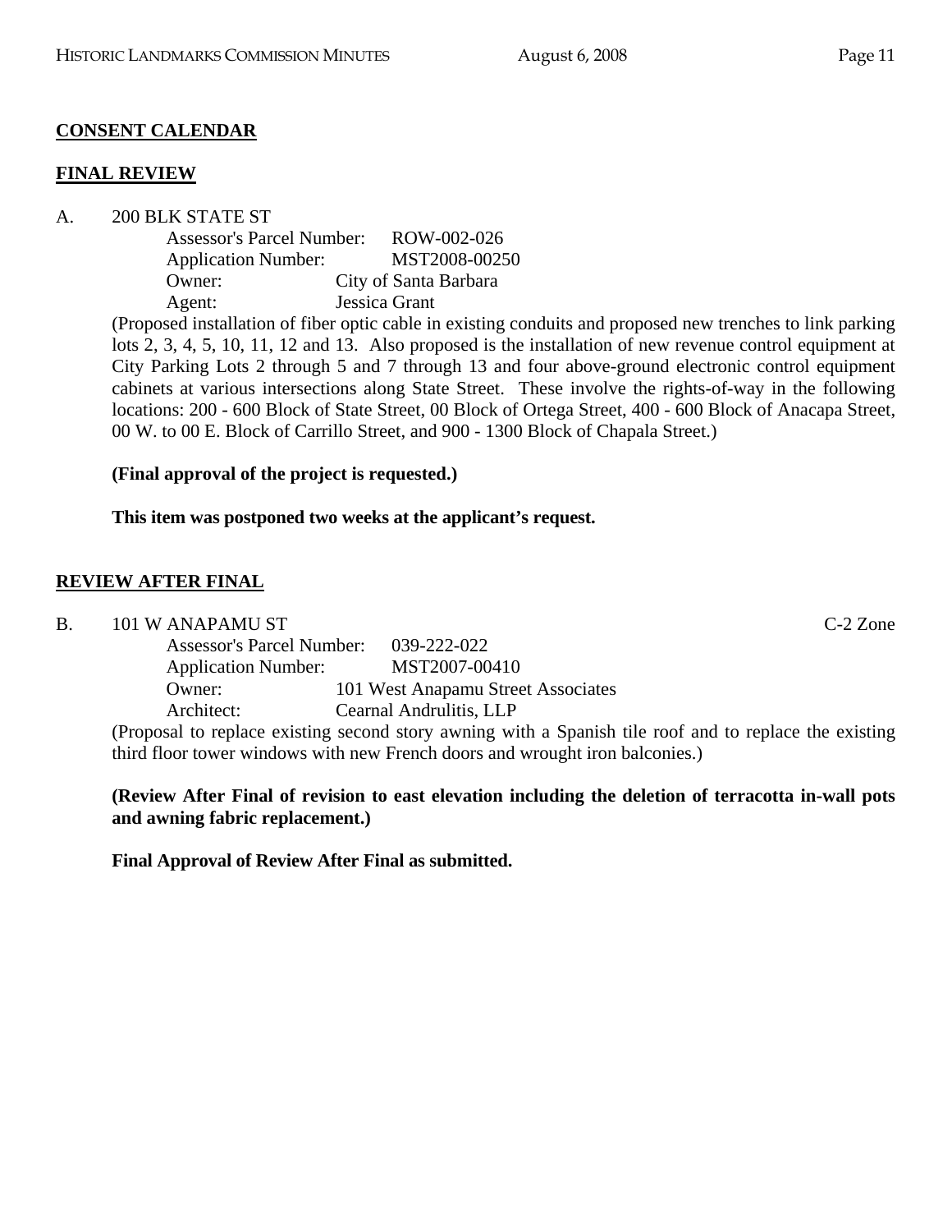**CONSENT CALENDAR**

**FINAL REVIEW**

A. 200 BLK STATE ST

Assessor's Parcel Number: ROW-002-026
Application Number: MST2008-00250
Owner: City of Santa Barbara
Agent: Jessica Grant

(Proposed installation of fiber optic cable in existing conduits and proposed new trenches to link parking lots 2, 3, 4, 5, 10, 11, 12 and 13. Also proposed is the installation of new revenue control equipment at City Parking Lots 2 through 5 and 7 through 13 and four above-ground electronic control equipment cabinets at various intersections along State Street. These involve the rights-of-way in the following locations: 200 - 600 Block of State Street, 00 Block of Ortega Street, 400 - 600 Block of Anacapa Street, 00 W. to 00 E. Block of Carrillo Street, and 900 - 1300 Block of Chapala Street.)

**(Final approval of the project is requested.)**

**This item was postponed two weeks at the applicant's request.**

**REVIEW AFTER FINAL**

B. 101 W ANAPAMU ST C-2 Zone

Assessor's Parcel Number: 039-222-022
Application Number: MST2007-00410
Owner: 101 West Anapamu Street Associates
Architect: Cearnal Andrulitis, LLP

(Proposal to replace existing second story awning with a Spanish tile roof and to replace the existing third floor tower windows with new French doors and wrought iron balconies.)

**(Review After Final of revision to east elevation including the deletion of terracotta in-wall pots and awning fabric replacement.)**

**Final Approval of Review After Final as submitted.**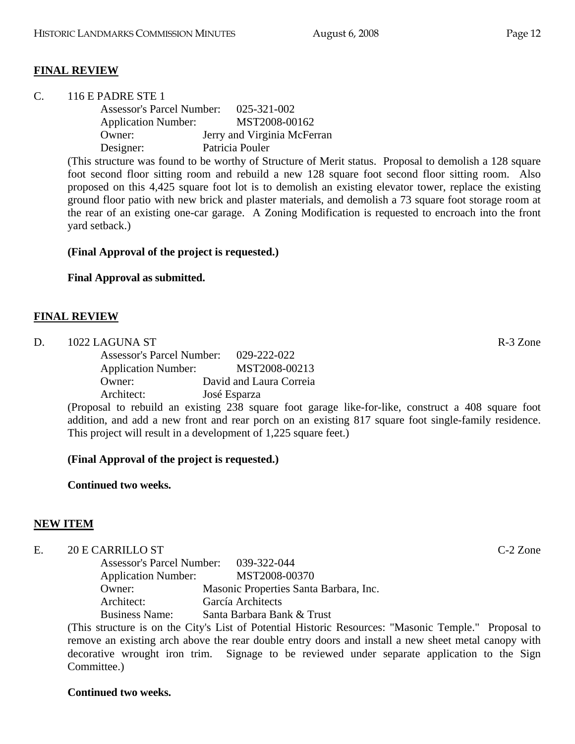**FINAL REVIEW**

C. 116 E PADRE STE 1

Assessor's Parcel Number: 025-321-002
Application Number: MST2008-00162
Owner: Jerry and Virginia McFerran
Designer: Patricia Pouler

(This structure was found to be worthy of Structure of Merit status. Proposal to demolish a 128 square foot second floor sitting room and rebuild a new 128 square foot second floor sitting room. Also proposed on this 4,425 square foot lot is to demolish an existing elevator tower, replace the existing ground floor patio with new brick and plaster materials, and demolish a 73 square foot storage room at the rear of an existing one-car garage. A Zoning Modification is requested to encroach into the front yard setback.)

**(Final Approval of the project is requested.)**

**Final Approval as submitted.**

**FINAL REVIEW**

D. 1022 LAGUNA ST R-3 Zone

Assessor's Parcel Number: 029-222-022
Application Number: MST2008-00213
Owner: David and Laura Correia
Architect: José Esparza

(Proposal to rebuild an existing 238 square foot garage like-for-like, construct a 408 square foot addition, and add a new front and rear porch on an existing 817 square foot single-family residence. This project will result in a development of 1,225 square feet.)

**(Final Approval of the project is requested.)**

**Continued two weeks.**

**NEW ITEM**

E. 20 E CARRILLO ST C-2 Zone

Assessor's Parcel Number: 039-322-044
Application Number: MST2008-00370
Owner: Masonic Properties Santa Barbara, Inc.
Architect: García Architects
Business Name: Santa Barbara Bank & Trust

(This structure is on the City's List of Potential Historic Resources: "Masonic Temple." Proposal to remove an existing arch above the rear double entry doors and install a new sheet metal canopy with decorative wrought iron trim. Signage to be reviewed under separate application to the Sign Committee.)

**Continued two weeks.**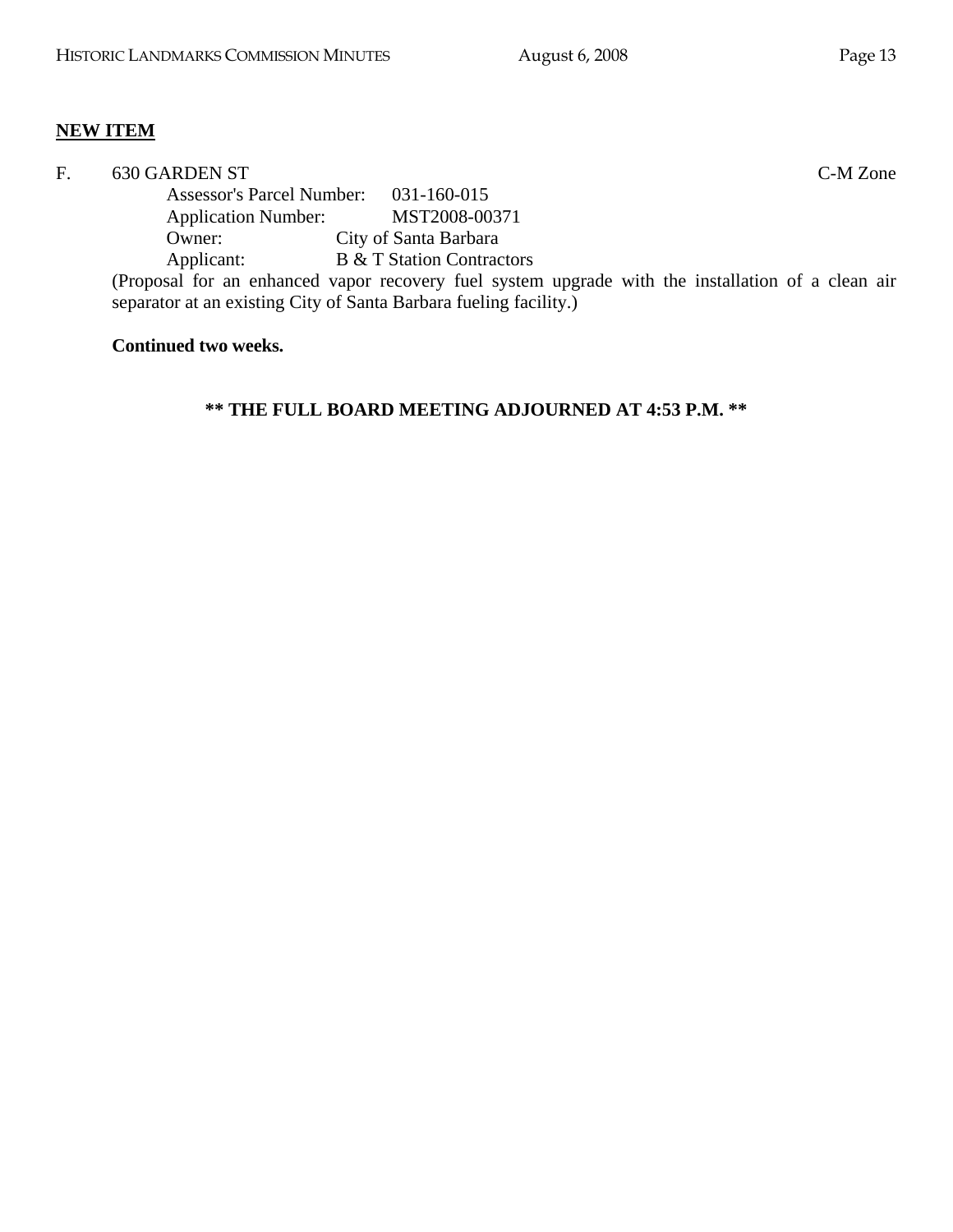**<u>NEW ITEM</u>**

F. 630 GARDEN ST C-M Zone

Assessor's Parcel Number: 031-160-015
Application Number: MST2008-00371
Owner: City of Santa Barbara
Applicant: B & T Station Contractors

(Proposal for an enhanced vapor recovery fuel system upgrade with the installation of a clean air separator at an existing City of Santa Barbara fueling facility.)

**Continued two weeks.**

**\*\* THE FULL BOARD MEETING ADJOURNED AT 4:53 P.M. \*\***